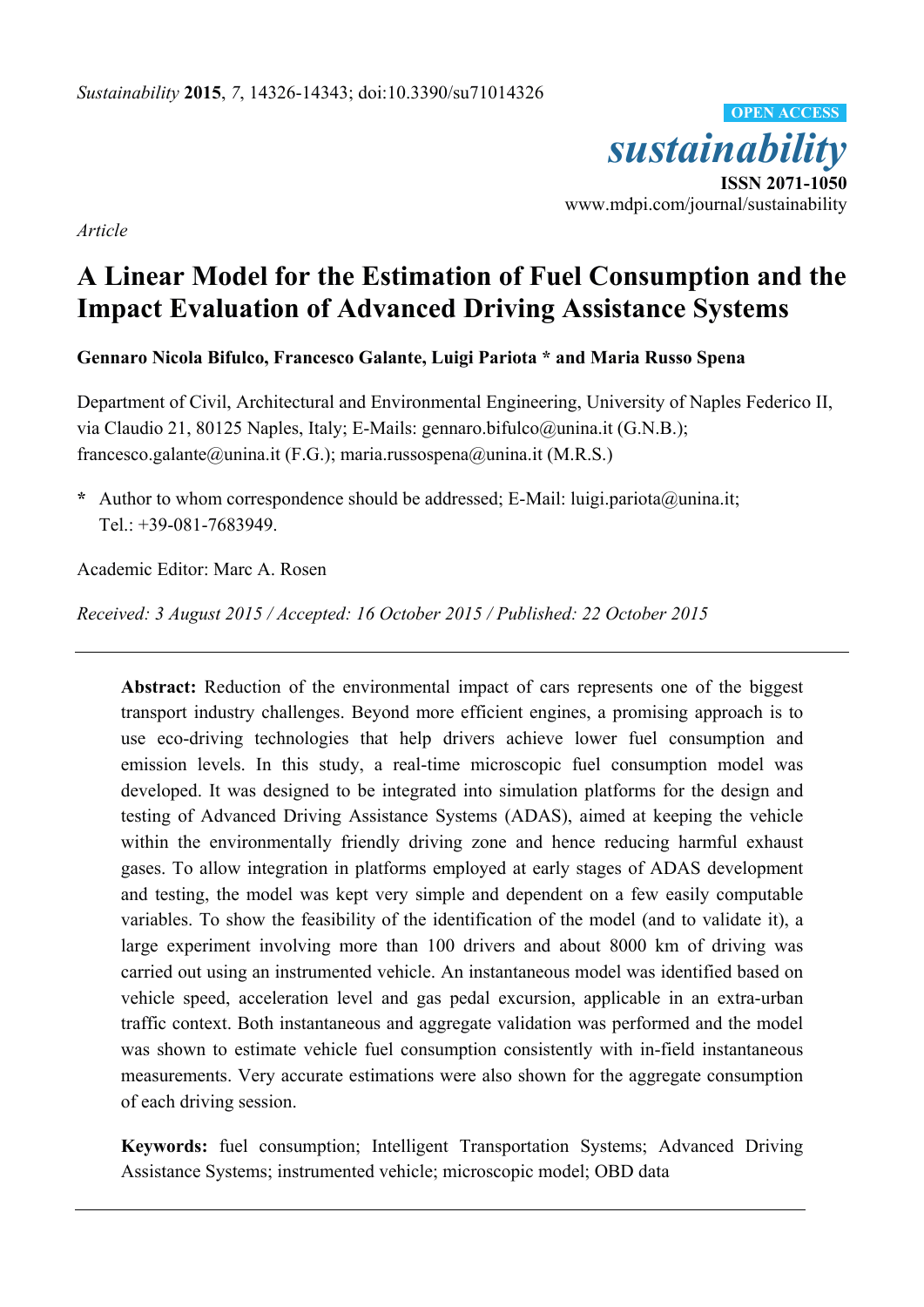Article

# A Linear Model for the Estimation of Fuel Consumption and the Impact Evaluation of Advanced Driving Assistance Systems

**Gennaro Nicola Bifulco, Francesco Galante, Luigi Pariota * and Maria Russo Spena**

Department of Civil, Architectural and Environmental Engineering, University of Naples Federico II, via Claudio 21, 80125 Naples, Italy; E-Mails: gennaro.bifulco@unina.it (G.N.B.); francesco.galante@unina.it (F.G.); maria.russospena@unina.it (M.R.S.)

* Author to whom correspondence should be addressed; E-Mail: luigi.pariota@unina.it; Tel.: +39-081-7683949.

Academic Editor: Marc A. Rosen

*Received: 3 August 2015 / Accepted: 16 October 2015 / Published: 22 October 2015*

---

**Abstract:** Reduction of the environmental impact of cars represents one of the biggest transport industry challenges. Beyond more efficient engines, a promising approach is to use eco-driving technologies that help drivers achieve lower fuel consumption and emission levels. In this study, a real-time microscopic fuel consumption model was developed. It was designed to be integrated into simulation platforms for the design and testing of Advanced Driving Assistance Systems (ADAS), aimed at keeping the vehicle within the environmentally friendly driving zone and hence reducing harmful exhaust gases. To allow integration in platforms employed at early stages of ADAS development and testing, the model was kept very simple and dependent on a few easily computable variables. To show the feasibility of the identification of the model (and to validate it), a large experiment involving more than 100 drivers and about 8000 km of driving was carried out using an instrumented vehicle. An instantaneous model was identified based on vehicle speed, acceleration level and gas pedal excursion, applicable in an extra-urban traffic context. Both instantaneous and aggregate validation was performed and the model was shown to estimate vehicle fuel consumption consistently with in-field instantaneous measurements. Very accurate estimations were also shown for the aggregate consumption of each driving session.

**Keywords:** fuel consumption; Intelligent Transportation Systems; Advanced Driving Assistance Systems; instrumented vehicle; microscopic model; OBD data

---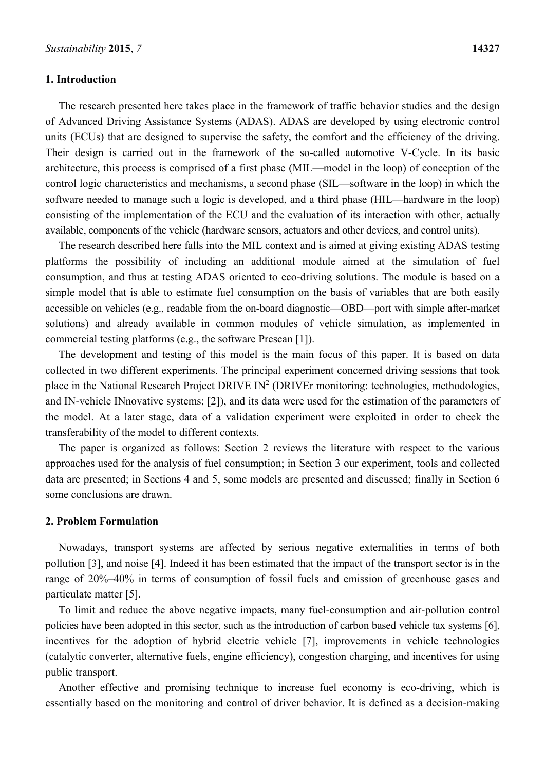## 1. Introduction

The research presented here takes place in the framework of traffic behavior studies and the design of Advanced Driving Assistance Systems (ADAS). ADAS are developed by using electronic control units (ECUs) that are designed to supervise the safety, the comfort and the efficiency of the driving. Their design is carried out in the framework of the so-called automotive V-Cycle. In its basic architecture, this process is comprised of a first phase (MIL—model in the loop) of conception of the control logic characteristics and mechanisms, a second phase (SIL—software in the loop) in which the software needed to manage such a logic is developed, and a third phase (HIL—hardware in the loop) consisting of the implementation of the ECU and the evaluation of its interaction with other, actually available, components of the vehicle (hardware sensors, actuators and other devices, and control units).

The research described here falls into the MIL context and is aimed at giving existing ADAS testing platforms the possibility of including an additional module aimed at the simulation of fuel consumption, and thus at testing ADAS oriented to eco-driving solutions. The module is based on a simple model that is able to estimate fuel consumption on the basis of variables that are both easily accessible on vehicles (e.g., readable from the on-board diagnostic—OBD—port with simple after-market solutions) and already available in common modules of vehicle simulation, as implemented in commercial testing platforms (e.g., the software Prescan [1]).

The development and testing of this model is the main focus of this paper. It is based on data collected in two different experiments. The principal experiment concerned driving sessions that took place in the National Research Project DRIVE IN[2] (DRIVEr monitoring: technologies, methodologies, and IN-vehicle INnovative systems; [2]), and its data were used for the estimation of the parameters of the model. At a later stage, data of a validation experiment were exploited in order to check the transferability of the model to different contexts.

The paper is organized as follows: Section 2 reviews the literature with respect to the various approaches used for the analysis of fuel consumption; in Section 3 our experiment, tools and collected data are presented; in Sections 4 and 5, some models are presented and discussed; finally in Section 6 some conclusions are drawn.

## 2. Problem Formulation

Nowadays, transport systems are affected by serious negative externalities in terms of both pollution [3], and noise [4]. Indeed it has been estimated that the impact of the transport sector is in the range of 20%–40% in terms of consumption of fossil fuels and emission of greenhouse gases and particulate matter [5].

To limit and reduce the above negative impacts, many fuel-consumption and air-pollution control policies have been adopted in this sector, such as the introduction of carbon based vehicle tax systems [6], incentives for the adoption of hybrid electric vehicle [7], improvements in vehicle technologies (catalytic converter, alternative fuels, engine efficiency), congestion charging, and incentives for using public transport.

Another effective and promising technique to increase fuel economy is eco-driving, which is essentially based on the monitoring and control of driver behavior. It is defined as a decision-making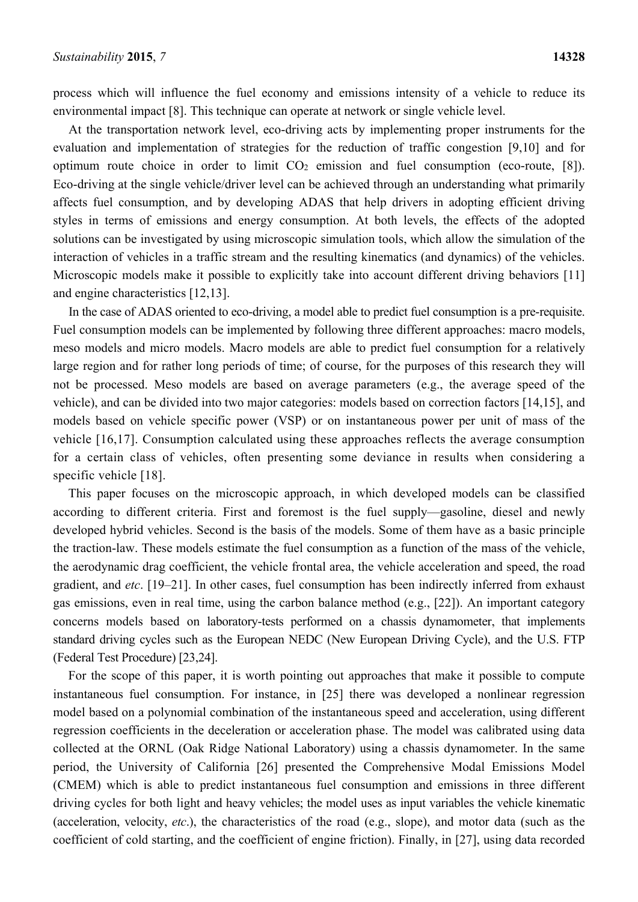process which will influence the fuel economy and emissions intensity of a vehicle to reduce its environmental impact [8]. This technique can operate at network or single vehicle level.

At the transportation network level, eco-driving acts by implementing proper instruments for the evaluation and implementation of strategies for the reduction of traffic congestion [9,10] and for optimum route choice in order to limit $CO_2$ emission and fuel consumption (eco-route, [8]). Eco-driving at the single vehicle/driver level can be achieved through an understanding what primarily affects fuel consumption, and by developing ADAS that help drivers in adopting efficient driving styles in terms of emissions and energy consumption. At both levels, the effects of the adopted solutions can be investigated by using microscopic simulation tools, which allow the simulation of the interaction of vehicles in a traffic stream and the resulting kinematics (and dynamics) of the vehicles. Microscopic models make it possible to explicitly take into account different driving behaviors [11] and engine characteristics [12,13].

In the case of ADAS oriented to eco-driving, a model able to predict fuel consumption is a pre-requisite. Fuel consumption models can be implemented by following three different approaches: macro models, meso models and micro models. Macro models are able to predict fuel consumption for a relatively large region and for rather long periods of time; of course, for the purposes of this research they will not be processed. Meso models are based on average parameters (e.g., the average speed of the vehicle), and can be divided into two major categories: models based on correction factors [14,15], and models based on vehicle specific power (VSP) or on instantaneous power per unit of mass of the vehicle [16,17]. Consumption calculated using these approaches reflects the average consumption for a certain class of vehicles, often presenting some deviance in results when considering a specific vehicle [18].

This paper focuses on the microscopic approach, in which developed models can be classified according to different criteria. First and foremost is the fuel supply—gasoline, diesel and newly developed hybrid vehicles. Second is the basis of the models. Some of them have as a basic principle the traction-law. These models estimate the fuel consumption as a function of the mass of the vehicle, the aerodynamic drag coefficient, the vehicle frontal area, the vehicle acceleration and speed, the road gradient, and *etc*. [19–21]. In other cases, fuel consumption has been indirectly inferred from exhaust gas emissions, even in real time, using the carbon balance method (e.g., [22]). An important category concerns models based on laboratory-tests performed on a chassis dynamometer, that implements standard driving cycles such as the European NEDC (New European Driving Cycle), and the U.S. FTP (Federal Test Procedure) [23,24].

For the scope of this paper, it is worth pointing out approaches that make it possible to compute instantaneous fuel consumption. For instance, in [25] there was developed a nonlinear regression model based on a polynomial combination of the instantaneous speed and acceleration, using different regression coefficients in the deceleration or acceleration phase. The model was calibrated using data collected at the ORNL (Oak Ridge National Laboratory) using a chassis dynamometer. In the same period, the University of California [26] presented the Comprehensive Modal Emissions Model (CMEM) which is able to predict instantaneous fuel consumption and emissions in three different driving cycles for both light and heavy vehicles; the model uses as input variables the vehicle kinematic (acceleration, velocity, *etc*.), the characteristics of the road (e.g., slope), and motor data (such as the coefficient of cold starting, and the coefficient of engine friction). Finally, in [27], using data recorded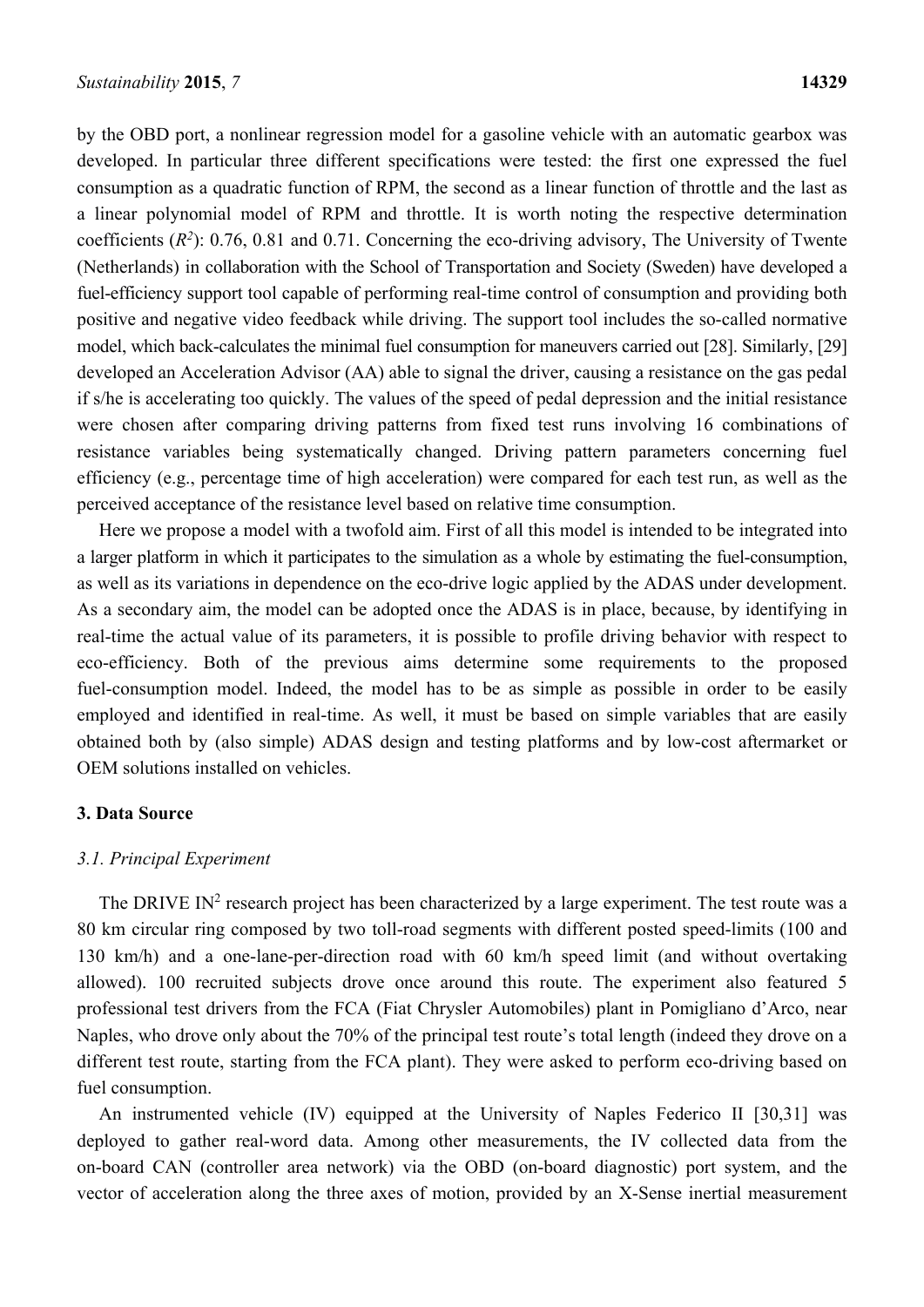by the OBD port, a nonlinear regression model for a gasoline vehicle with an automatic gearbox was developed. In particular three different specifications were tested: the first one expressed the fuel consumption as a quadratic function of RPM, the second as a linear function of throttle and the last as a linear polynomial model of RPM and throttle. It is worth noting the respective determination coefficients ($R^2$): 0.76, 0.81 and 0.71. Concerning the eco-driving advisory, The University of Twente (Netherlands) in collaboration with the School of Transportation and Society (Sweden) have developed a fuel-efficiency support tool capable of performing real-time control of consumption and providing both positive and negative video feedback while driving. The support tool includes the so-called normative model, which back-calculates the minimal fuel consumption for maneuvers carried out [28]. Similarly, [29] developed an Acceleration Advisor (AA) able to signal the driver, causing a resistance on the gas pedal if s/he is accelerating too quickly. The values of the speed of pedal depression and the initial resistance were chosen after comparing driving patterns from fixed test runs involving 16 combinations of resistance variables being systematically changed. Driving pattern parameters concerning fuel efficiency (e.g., percentage time of high acceleration) were compared for each test run, as well as the perceived acceptance of the resistance level based on relative time consumption.

Here we propose a model with a twofold aim. First of all this model is intended to be integrated into a larger platform in which it participates to the simulation as a whole by estimating the fuel-consumption, as well as its variations in dependence on the eco-drive logic applied by the ADAS under development. As a secondary aim, the model can be adopted once the ADAS is in place, because, by identifying in real-time the actual value of its parameters, it is possible to profile driving behavior with respect to eco-efficiency. Both of the previous aims determine some requirements to the proposed fuel-consumption model. Indeed, the model has to be as simple as possible in order to be easily employed and identified in real-time. As well, it must be based on simple variables that are easily obtained both by (also simple) ADAS design and testing platforms and by low-cost aftermarket or OEM solutions installed on vehicles.

## 3. Data Source

### *3.1. Principal Experiment*

The DRIVE IN$^2$ research project has been characterized by a large experiment. The test route was a 80 km circular ring composed by two toll-road segments with different posted speed-limits (100 and 130 km/h) and a one-lane-per-direction road with 60 km/h speed limit (and without overtaking allowed). 100 recruited subjects drove once around this route. The experiment also featured 5 professional test drivers from the FCA (Fiat Chrysler Automobiles) plant in Pomigliano d'Arco, near Naples, who drove only about the 70% of the principal test route's total length (indeed they drove on a different test route, starting from the FCA plant). They were asked to perform eco-driving based on fuel consumption.

An instrumented vehicle (IV) equipped at the University of Naples Federico II [30,31] was deployed to gather real-word data. Among other measurements, the IV collected data from the on-board CAN (controller area network) via the OBD (on-board diagnostic) port system, and the vector of acceleration along the three axes of motion, provided by an X-Sense inertial measurement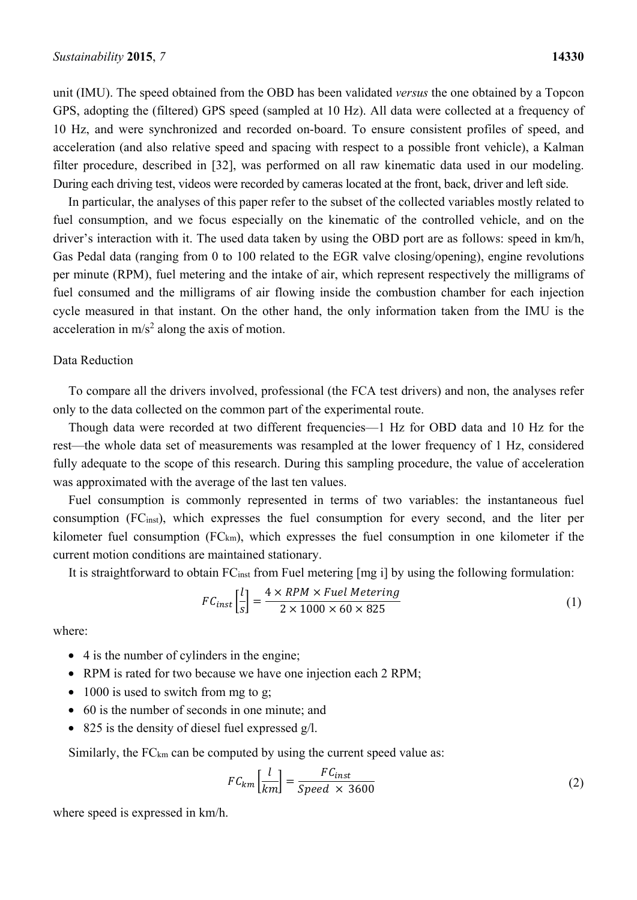unit (IMU). The speed obtained from the OBD has been validated *versus* the one obtained by a Topcon GPS, adopting the (filtered) GPS speed (sampled at 10 Hz). All data were collected at a frequency of 10 Hz, and were synchronized and recorded on-board. To ensure consistent profiles of speed, and acceleration (and also relative speed and spacing with respect to a possible front vehicle), a Kalman filter procedure, described in [32], was performed on all raw kinematic data used in our modeling. During each driving test, videos were recorded by cameras located at the front, back, driver and left side.

In particular, the analyses of this paper refer to the subset of the collected variables mostly related to fuel consumption, and we focus especially on the kinematic of the controlled vehicle, and on the driver's interaction with it. The used data taken by using the OBD port are as follows: speed in km/h, Gas Pedal data (ranging from 0 to 100 related to the EGR valve closing/opening), engine revolutions per minute (RPM), fuel metering and the intake of air, which represent respectively the milligrams of fuel consumed and the milligrams of air flowing inside the combustion chamber for each injection cycle measured in that instant. On the other hand, the only information taken from the IMU is the acceleration in m/s$^2$ along the axis of motion.

Data Reduction

To compare all the drivers involved, professional (the FCA test drivers) and non, the analyses refer only to the data collected on the common part of the experimental route.

Though data were recorded at two different frequencies—1 Hz for OBD data and 10 Hz for the rest—the whole data set of measurements was resampled at the lower frequency of 1 Hz, considered fully adequate to the scope of this research. During this sampling procedure, the value of acceleration was approximated with the average of the last ten values.

Fuel consumption is commonly represented in terms of two variables: the instantaneous fuel consumption ($FC_{inst}$), which expresses the fuel consumption for every second, and the liter per kilometer fuel consumption ($FC_{km}$), which expresses the fuel consumption in one kilometer if the current motion conditions are maintained stationary.

It is straightforward to obtain $FC_{inst}$ from Fuel metering [mg i] by using the following formulation:

$$FC_{inst}\left[\frac{l}{s}\right] = \frac{4 \times RPM \times Fuel\ Metering}{2 \times 1000 \times 60 \times 825} \tag{1}$$

where:

- 4 is the number of cylinders in the engine;
- RPM is rated for two because we have one injection each 2 RPM;
- 1000 is used to switch from mg to g;
- 60 is the number of seconds in one minute; and
- 825 is the density of diesel fuel expressed g/l.

Similarly, the $FC_{km}$ can be computed by using the current speed value as:

$$FC_{km}\left[\frac{l}{km}\right] = \frac{FC_{inst}}{Speed\ \times\ 3600} \tag{2}$$

where speed is expressed in km/h.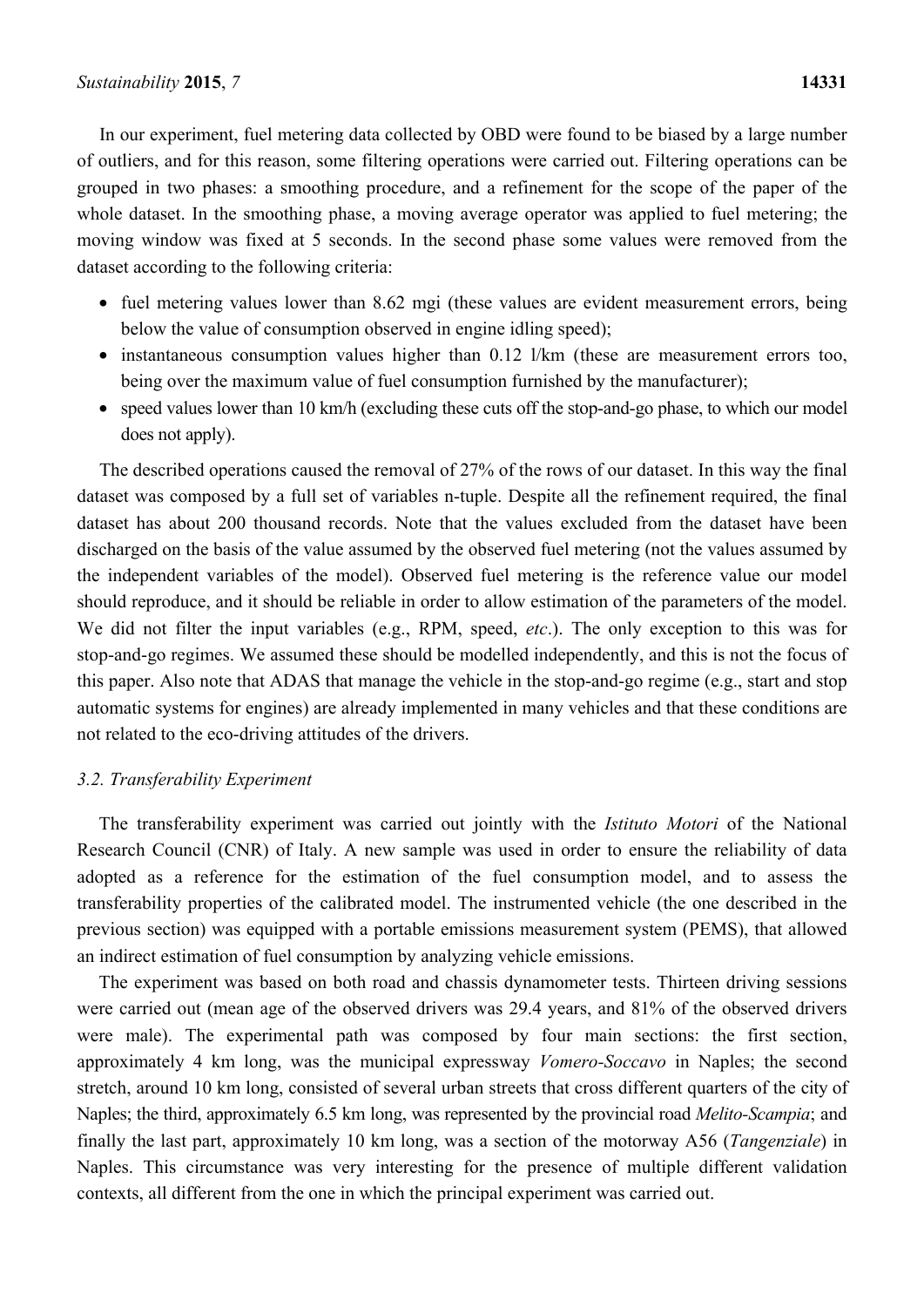In our experiment, fuel metering data collected by OBD were found to be biased by a large number of outliers, and for this reason, some filtering operations were carried out. Filtering operations can be grouped in two phases: a smoothing procedure, and a refinement for the scope of the paper of the whole dataset. In the smoothing phase, a moving average operator was applied to fuel metering; the moving window was fixed at 5 seconds. In the second phase some values were removed from the dataset according to the following criteria:

- fuel metering values lower than 8.62 mgi (these values are evident measurement errors, being below the value of consumption observed in engine idling speed);
- instantaneous consumption values higher than 0.12 l/km (these are measurement errors too, being over the maximum value of fuel consumption furnished by the manufacturer);
- speed values lower than 10 km/h (excluding these cuts off the stop-and-go phase, to which our model does not apply).

The described operations caused the removal of 27% of the rows of our dataset. In this way the final dataset was composed by a full set of variables n-tuple. Despite all the refinement required, the final dataset has about 200 thousand records. Note that the values excluded from the dataset have been discharged on the basis of the value assumed by the observed fuel metering (not the values assumed by the independent variables of the model). Observed fuel metering is the reference value our model should reproduce, and it should be reliable in order to allow estimation of the parameters of the model. We did not filter the input variables (e.g., RPM, speed, *etc*.). The only exception to this was for stop-and-go regimes. We assumed these should be modelled independently, and this is not the focus of this paper. Also note that ADAS that manage the vehicle in the stop-and-go regime (e.g., start and stop automatic systems for engines) are already implemented in many vehicles and that these conditions are not related to the eco-driving attitudes of the drivers.

### *3.2. Transferability Experiment*

The transferability experiment was carried out jointly with the *Istituto Motori* of the National Research Council (CNR) of Italy. A new sample was used in order to ensure the reliability of data adopted as a reference for the estimation of the fuel consumption model, and to assess the transferability properties of the calibrated model. The instrumented vehicle (the one described in the previous section) was equipped with a portable emissions measurement system (PEMS), that allowed an indirect estimation of fuel consumption by analyzing vehicle emissions.

The experiment was based on both road and chassis dynamometer tests. Thirteen driving sessions were carried out (mean age of the observed drivers was 29.4 years, and 81% of the observed drivers were male). The experimental path was composed by four main sections: the first section, approximately 4 km long, was the municipal expressway *Vomero-Soccavo* in Naples; the second stretch, around 10 km long, consisted of several urban streets that cross different quarters of the city of Naples; the third, approximately 6.5 km long, was represented by the provincial road *Melito-Scampia*; and finally the last part, approximately 10 km long, was a section of the motorway A56 (*Tangenziale*) in Naples. This circumstance was very interesting for the presence of multiple different validation contexts, all different from the one in which the principal experiment was carried out.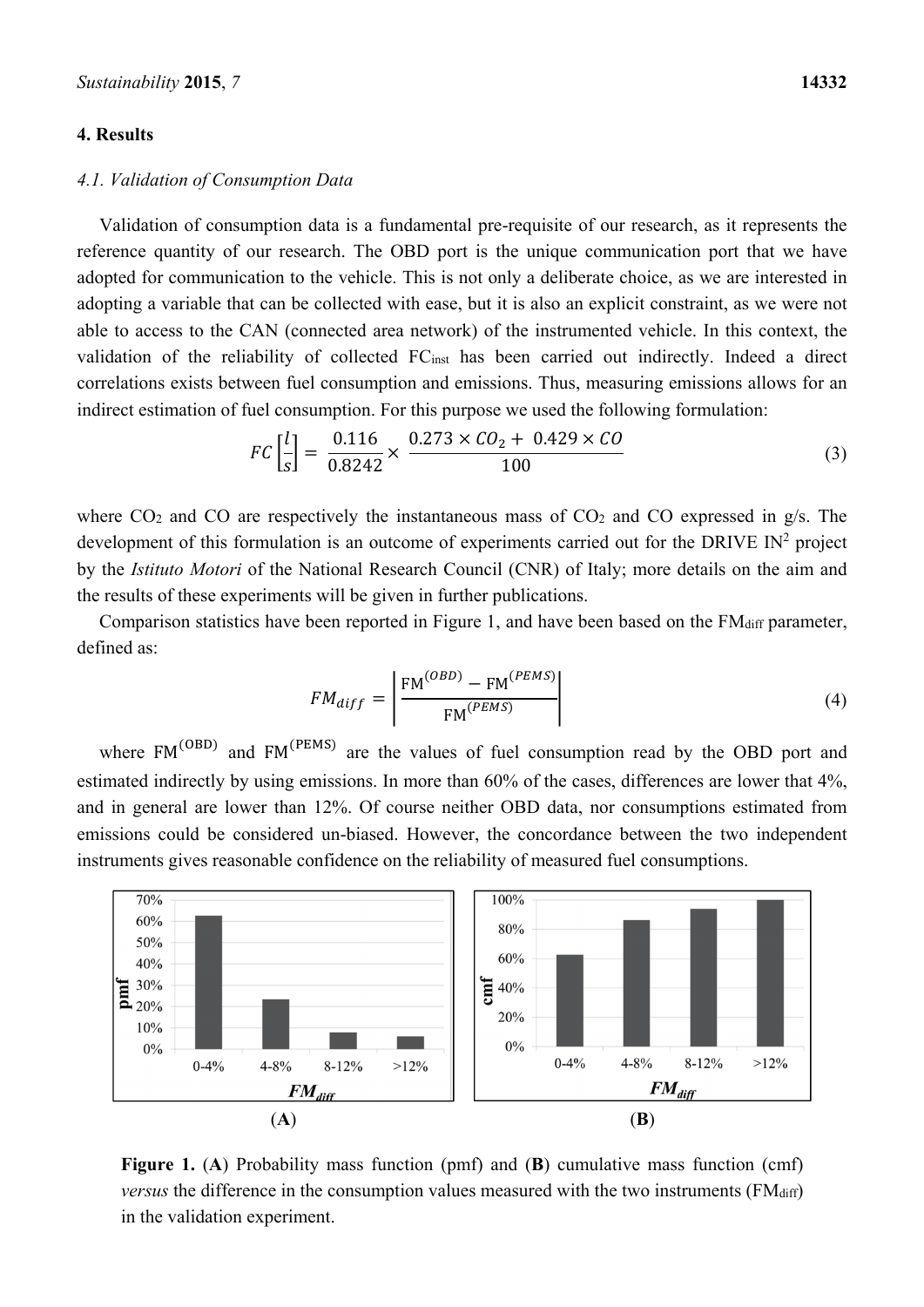## 4. Results

### 4.1. Validation of Consumption Data

Validation of consumption data is a fundamental pre-requisite of our research, as it represents the reference quantity of our research. The OBD port is the unique communication port that we have adopted for communication to the vehicle. This is not only a deliberate choice, as we are interested in adopting a variable that can be collected with ease, but it is also an explicit constraint, as we were not able to access to the CAN (connected area network) of the instrumented vehicle. In this context, the validation of the reliability of collected $FC_{inst}$ has been carried out indirectly. Indeed a direct correlations exists between fuel consumption and emissions. Thus, measuring emissions allows for an indirect estimation of fuel consumption. For this purpose we used the following formulation:

$$FC\left[\frac{l}{s}\right] = \frac{0.116}{0.8242} \times \frac{0.273 \times CO_2 + 0.429 \times CO}{100} \tag{3}$$

where $CO_2$ and CO are respectively the instantaneous mass of $CO_2$ and CO expressed in g/s. The development of this formulation is an outcome of experiments carried out for the DRIVE IN[2] project by the *Istituto Motori* of the National Research Council (CNR) of Italy; more details on the aim and the results of these experiments will be given in further publications.

Comparison statistics have been reported in Figure 1, and have been based on the $FM_{diff}$ parameter, defined as:

$$FM_{diff} = \left| \frac{\mathrm{FM}^{(OBD)} - \mathrm{FM}^{(PEMS)}}{\mathrm{FM}^{(PEMS)}} \right| \tag{4}$$

where $\mathrm{FM}^{(\mathrm{OBD})}$ and $\mathrm{FM}^{(\mathrm{PEMS})}$ are the values of fuel consumption read by the OBD port and estimated indirectly by using emissions. In more than 60% of the cases, differences are lower that 4%, and in general are lower than 12%. Of course neither OBD data, nor consumptions estimated from emissions could be considered un-biased. However, the concordance between the two independent instruments gives reasonable confidence on the reliability of measured fuel consumptions.

**Figure 1.** (**A**) Probability mass function (pmf) and (**B**) cumulative mass function (cmf) *versus* the difference in the consumption values measured with the two instruments ($FM_{diff}$) in the validation experiment.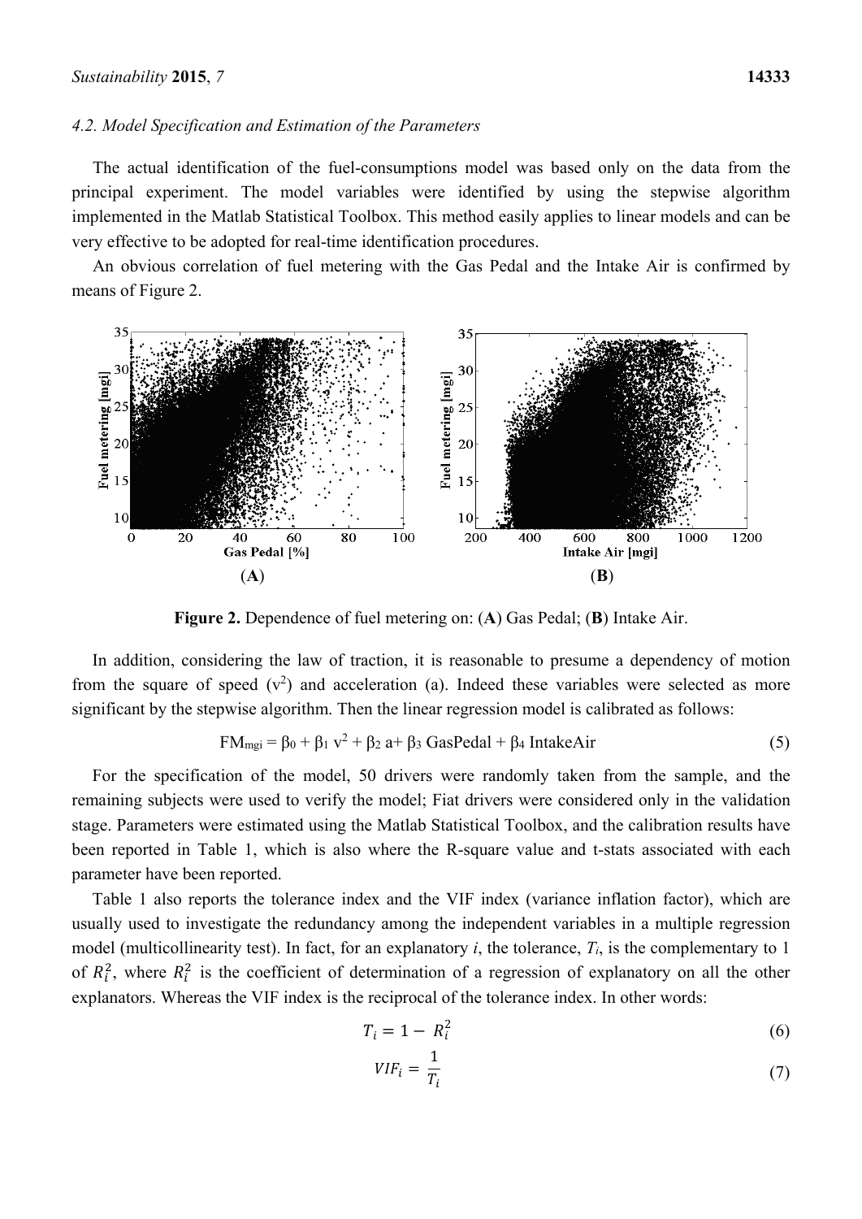### 4.2. Model Specification and Estimation of the Parameters

The actual identification of the fuel-consumptions model was based only on the data from the principal experiment. The model variables were identified by using the stepwise algorithm implemented in the Matlab Statistical Toolbox. This method easily applies to linear models and can be very effective to be adopted for real-time identification procedures.

An obvious correlation of fuel metering with the Gas Pedal and the Intake Air is confirmed by means of Figure 2.

**Figure 2.** Dependence of fuel metering on: (**A**) Gas Pedal; (**B**) Intake Air.

In addition, considering the law of traction, it is reasonable to presume a dependency of motion from the square of speed ($v^2$) and acceleration (a). Indeed these variables were selected as more significant by the stepwise algorithm. Then the linear regression model is calibrated as follows:

$$FM_{mgi} = \beta_0 + \beta_1 v^2 + \beta_2 a + \beta_3 \text{GasPedal} + \beta_4 \text{IntakeAir} \quad (5)$$

For the specification of the model, 50 drivers were randomly taken from the sample, and the remaining subjects were used to verify the model; Fiat drivers were considered only in the validation stage. Parameters were estimated using the Matlab Statistical Toolbox, and the calibration results have been reported in Table 1, which is also where the R-square value and t-stats associated with each parameter have been reported.

Table 1 also reports the tolerance index and the VIF index (variance inflation factor), which are usually used to investigate the redundancy among the independent variables in a multiple regression model (multicollinearity test). In fact, for an explanatory *i*, the tolerance, $T_i$, is the complementary to 1 of $R_i^2$, where $R_i^2$ is the coefficient of determination of a regression of explanatory on all the other explanators. Whereas the VIF index is the reciprocal of the tolerance index. In other words:

$$T_i = 1 - R_i^2 \quad (6)$$

$$VIF_i = \frac{1}{T_i} \quad (7)$$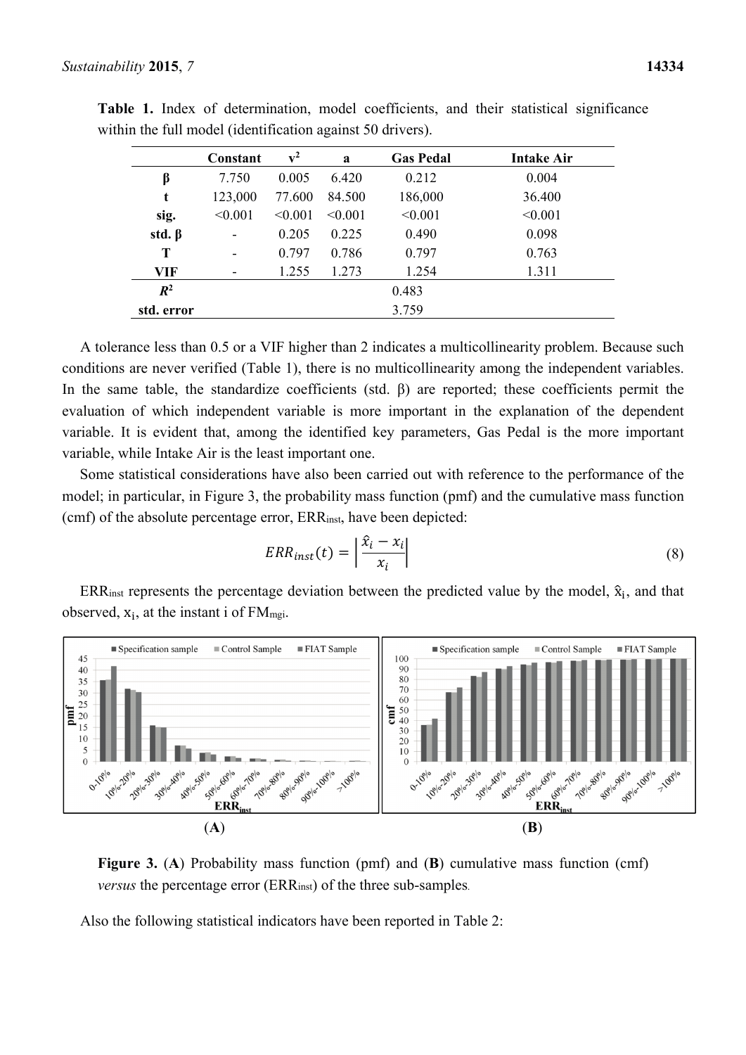**Table 1.** Index of determination, model coefficients, and their statistical significance within the full model (identification against 50 drivers).

| | Constant | $v^2$ | a | Gas Pedal | Intake Air |
|---|---|---|---|---|---|
| **β** | 7.750 | 0.005 | 6.420 | 0.212 | 0.004 |
| **t** | 123,000 | 77.600 | 84.500 | 186,000 | 36.400 |
| **sig.** | <0.001 | <0.001 | <0.001 | <0.001 | <0.001 |
| **std. β** | - | 0.205 | 0.225 | 0.490 | 0.098 |
| **T** | - | 0.797 | 0.786 | 0.797 | 0.763 |
| **VIF** | - | 1.255 | 1.273 | 1.254 | 1.311 |
| $R^2$ | | | | 0.483 | |
| **std. error** | | | | 3.759 | |

A tolerance less than 0.5 or a VIF higher than 2 indicates a multicollinearity problem. Because such conditions are never verified (Table 1), there is no multicollinearity among the independent variables. In the same table, the standardize coefficients (std. β) are reported; these coefficients permit the evaluation of which independent variable is more important in the explanation of the dependent variable. It is evident that, among the identified key parameters, Gas Pedal is the more important variable, while Intake Air is the least important one.

Some statistical considerations have also been carried out with reference to the performance of the model; in particular, in Figure 3, the probability mass function (pmf) and the cumulative mass function (cmf) of the absolute percentage error, $ERR_{inst}$, have been depicted:

$$ERR_{inst}(t) = \left| \frac{\hat{x}_i - x_i}{x_i} \right| \tag{8}$$

$ERR_{inst}$ represents the percentage deviation between the predicted value by the model, $\hat{x}_i$, and that observed, $x_i$, at the instant i of $FM_{mgi}$.

**Figure 3.** (**A**) Probability mass function (pmf) and (**B**) cumulative mass function (cmf) *versus* the percentage error ($ERR_{inst}$) of the three sub-samples.

Also the following statistical indicators have been reported in Table 2: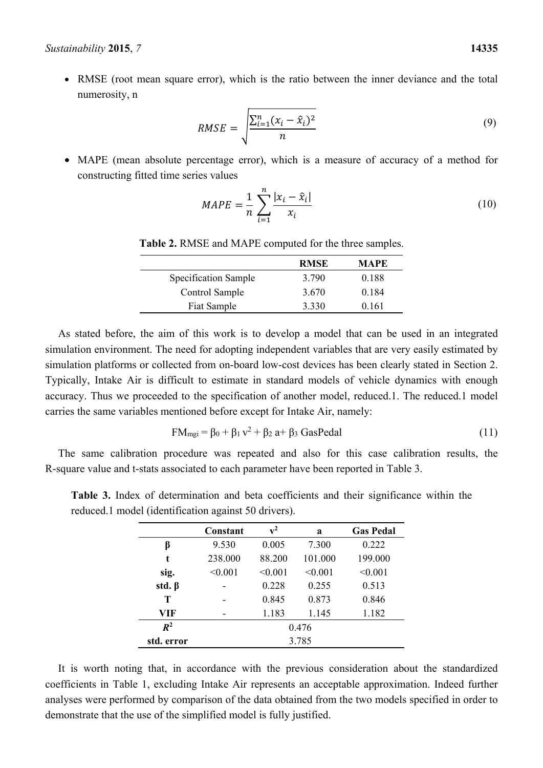- RMSE (root mean square error), which is the ratio between the inner deviance and the total numerosity, n

$$RMSE = \sqrt{\frac{\sum_{i=1}^{n}(x_i - \hat{x}_i)^2}{n}} \tag{9}$$

- MAPE (mean absolute percentage error), which is a measure of accuracy of a method for constructing fitted time series values

$$MAPE = \frac{1}{n}\sum_{i=1}^{n}\frac{|x_i - \hat{x}_i|}{x_i} \tag{10}$$

**Table 2.** RMSE and MAPE computed for the three samples.

| | RMSE | MAPE |
|---|---|---|
| Specification Sample | 3.790 | 0.188 |
| Control Sample | 3.670 | 0.184 |
| Fiat Sample | 3.330 | 0.161 |

As stated before, the aim of this work is to develop a model that can be used in an integrated simulation environment. The need for adopting independent variables that are very easily estimated by simulation platforms or collected from on-board low-cost devices has been clearly stated in Section 2. Typically, Intake Air is difficult to estimate in standard models of vehicle dynamics with enough accuracy. Thus we proceeded to the specification of another model, reduced.1. The reduced.1 model carries the same variables mentioned before except for Intake Air, namely:

$$FM_{mgi} = \beta_0 + \beta_1 v^2 + \beta_2 a + \beta_3 \text{ GasPedal} \tag{11}$$

The same calibration procedure was repeated and also for this case calibration results, the R-square value and t-stats associated to each parameter have been reported in Table 3.

**Table 3.** Index of determination and beta coefficients and their significance within the reduced.1 model (identification against 50 drivers).

| | Constant | $v^2$ | a | Gas Pedal |
|---|---|---|---|---|
| **β** | 9.530 | 0.005 | 7.300 | 0.222 |
| **t** | 238.000 | 88.200 | 101.000 | 199.000 |
| **sig.** | <0.001 | <0.001 | <0.001 | <0.001 |
| **std. β** | - | 0.228 | 0.255 | 0.513 |
| **T** | - | 0.845 | 0.873 | 0.846 |
| **VIF** | - | 1.183 | 1.145 | 1.182 |
| $R^2$ | 0.476 | | | |
| **std. error** | 3.785 | | | |

It is worth noting that, in accordance with the previous consideration about the standardized coefficients in Table 1, excluding Intake Air represents an acceptable approximation. Indeed further analyses were performed by comparison of the data obtained from the two models specified in order to demonstrate that the use of the simplified model is fully justified.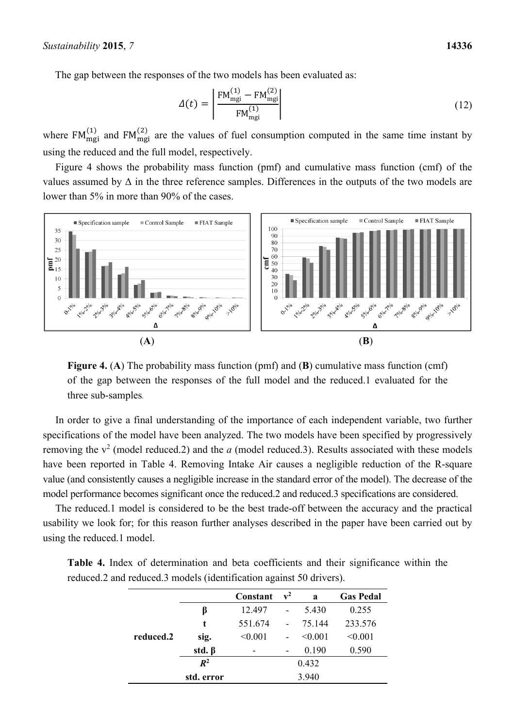The gap between the responses of the two models has been evaluated as:

$$\Delta(t) = \left| \frac{\mathrm{FM}_{\mathrm{mgi}}^{(1)} - \mathrm{FM}_{\mathrm{mgi}}^{(2)}}{\mathrm{FM}_{\mathrm{mgi}}^{(1)}} \right| \tag{12}$$

where $\mathrm{FM}_{\mathrm{mgi}}^{(1)}$ and $\mathrm{FM}_{\mathrm{mgi}}^{(2)}$ are the values of fuel consumption computed in the same time instant by using the reduced and the full model, respectively.

Figure 4 shows the probability mass function (pmf) and cumulative mass function (cmf) of the values assumed by Δ in the three reference samples. Differences in the outputs of the two models are lower than 5% in more than 90% of the cases.

**Figure 4.** (**A**) The probability mass function (pmf) and (**B**) cumulative mass function (cmf) of the gap between the responses of the full model and the reduced.1 evaluated for the three sub-samples.

In order to give a final understanding of the importance of each independent variable, two further specifications of the model have been analyzed. The two models have been specified by progressively removing the $v^2$ (model reduced.2) and the *a* (model reduced.3). Results associated with these models have been reported in Table 4. Removing Intake Air causes a negligible reduction of the R-square value (and consistently causes a negligible increase in the standard error of the model). The decrease of the model performance becomes significant once the reduced.2 and reduced.3 specifications are considered.

The reduced.1 model is considered to be the best trade-off between the accuracy and the practical usability we look for; for this reason further analyses described in the paper have been carried out by using the reduced.1 model.

**Table 4.** Index of determination and beta coefficients and their significance within the reduced.2 and reduced.3 models (identification against 50 drivers).

| | | Constant | $v^2$ | a | Gas Pedal |
|---|---|---|---|---|---|
| reduced.2 | β | 12.497 | - | 5.430 | 0.255 |
| | t | 551.674 | - | 75.144 | 233.576 |
| | sig. | <0.001 | - | <0.001 | <0.001 |
| | std. β | - | - | 0.190 | 0.590 |
| | $R^2$ | | | 0.432 | |
| | std. error | | | 3.940 | |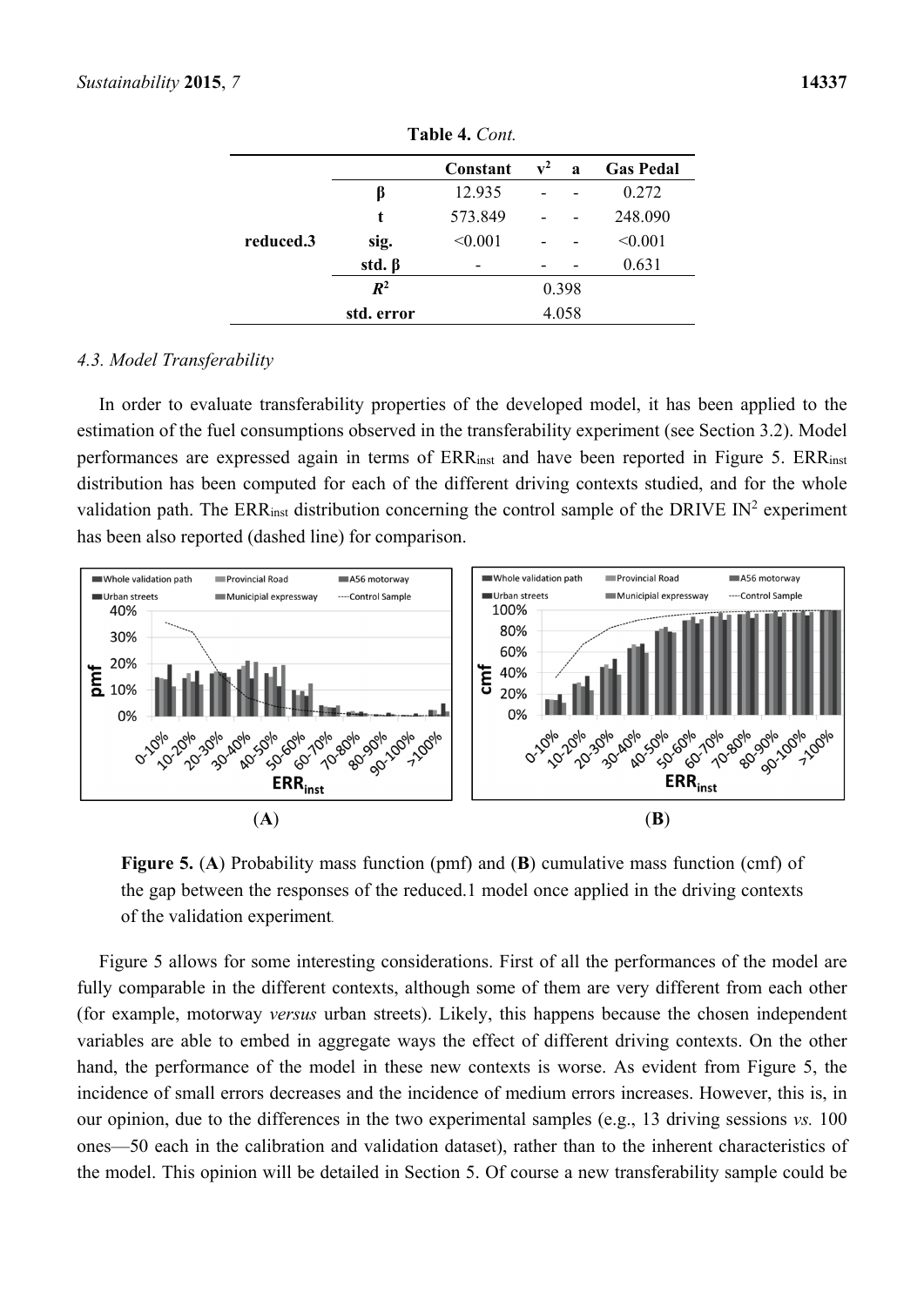**Table 4.** *Cont.*

| | | Constant | $v^2$ | a | Gas Pedal |
|---|---|---|---|---|---|
| **reduced.3** | **β** | 12.935 | - | - | 0.272 |
| | **t** | 573.849 | - | - | 248.090 |
| | **sig.** | <0.001 | - | - | <0.001 |
| | **std. β** | - | - | - | 0.631 |
| | $R^2$ | 0.398 | | | |
| | **std. error** | 4.058 | | | |

### *4.3. Model Transferability*

In order to evaluate transferability properties of the developed model, it has been applied to the estimation of the fuel consumptions observed in the transferability experiment (see Section 3.2). Model performances are expressed again in terms of $ERR_{inst}$ and have been reported in Figure 5. $ERR_{inst}$ distribution has been computed for each of the different driving contexts studied, and for the whole validation path. The $ERR_{inst}$ distribution concerning the control sample of the DRIVE IN[2] experiment has been also reported (dashed line) for comparison.

**Figure 5.** (**A**) Probability mass function (pmf) and (**B**) cumulative mass function (cmf) of the gap between the responses of the reduced.1 model once applied in the driving contexts of the validation experiment.

Figure 5 allows for some interesting considerations. First of all the performances of the model are fully comparable in the different contexts, although some of them are very different from each other (for example, motorway *versus* urban streets). Likely, this happens because the chosen independent variables are able to embed in aggregate ways the effect of different driving contexts. On the other hand, the performance of the model in these new contexts is worse. As evident from Figure 5, the incidence of small errors decreases and the incidence of medium errors increases. However, this is, in our opinion, due to the differences in the two experimental samples (e.g., 13 driving sessions *vs.* 100 ones—50 each in the calibration and validation dataset), rather than to the inherent characteristics of the model. This opinion will be detailed in Section 5. Of course a new transferability sample could be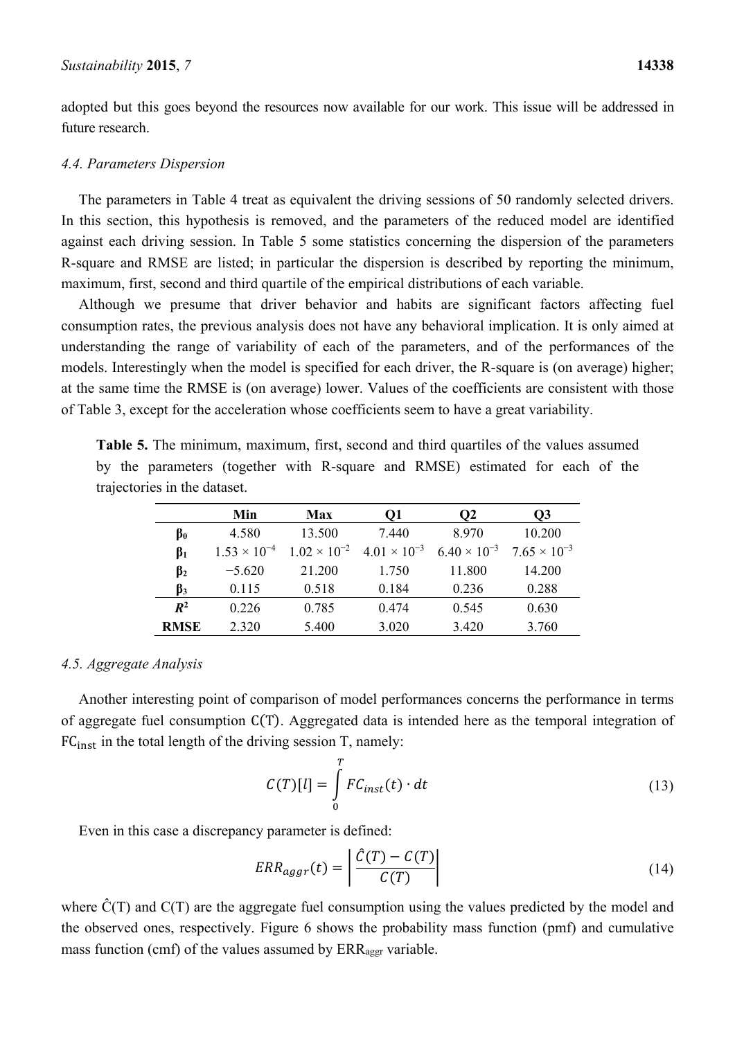adopted but this goes beyond the resources now available for our work. This issue will be addressed in future research.

### 4.4. Parameters Dispersion

The parameters in Table 4 treat as equivalent the driving sessions of 50 randomly selected drivers. In this section, this hypothesis is removed, and the parameters of the reduced model are identified against each driving session. In Table 5 some statistics concerning the dispersion of the parameters R-square and RMSE are listed; in particular the dispersion is described by reporting the minimum, maximum, first, second and third quartile of the empirical distributions of each variable.

Although we presume that driver behavior and habits are significant factors affecting fuel consumption rates, the previous analysis does not have any behavioral implication. It is only aimed at understanding the range of variability of each of the parameters, and of the performances of the models. Interestingly when the model is specified for each driver, the R-square is (on average) higher; at the same time the RMSE is (on average) lower. Values of the coefficients are consistent with those of Table 3, except for the acceleration whose coefficients seem to have a great variability.

**Table 5.** The minimum, maximum, first, second and third quartiles of the values assumed by the parameters (together with R-square and RMSE) estimated for each of the trajectories in the dataset.

| | Min | Max | Q1 | Q2 | Q3 |
|---|---|---|---|---|---|
| $\beta_0$ | 4.580 | 13.500 | 7.440 | 8.970 | 10.200 |
| $\beta_1$ | $1.53 \times 10^{-4}$ | $1.02 \times 10^{-2}$ | $4.01 \times 10^{-3}$ | $6.40 \times 10^{-3}$ | $7.65 \times 10^{-3}$ |
| $\beta_2$ | −5.620 | 21.200 | 1.750 | 11.800 | 14.200 |
| $\beta_3$ | 0.115 | 0.518 | 0.184 | 0.236 | 0.288 |
| $R^2$ | 0.226 | 0.785 | 0.474 | 0.545 | 0.630 |
| **RMSE** | 2.320 | 5.400 | 3.020 | 3.420 | 3.760 |

### 4.5. Aggregate Analysis

Another interesting point of comparison of model performances concerns the performance in terms of aggregate fuel consumption $C(T)$. Aggregated data is intended here as the temporal integration of $FC_{inst}$ in the total length of the driving session T, namely:

$$C(T)[l] = \int_0^T FC_{inst}(t) \cdot dt \tag{13}$$

Even in this case a discrepancy parameter is defined:

$$ERR_{aggr}(t) = \left| \frac{\hat{C}(T) - C(T)}{C(T)} \right| \tag{14}$$

where $\hat{C}(T)$ and $C(T)$ are the aggregate fuel consumption using the values predicted by the model and the observed ones, respectively. Figure 6 shows the probability mass function (pmf) and cumulative mass function (cmf) of the values assumed by $ERR_{aggr}$ variable.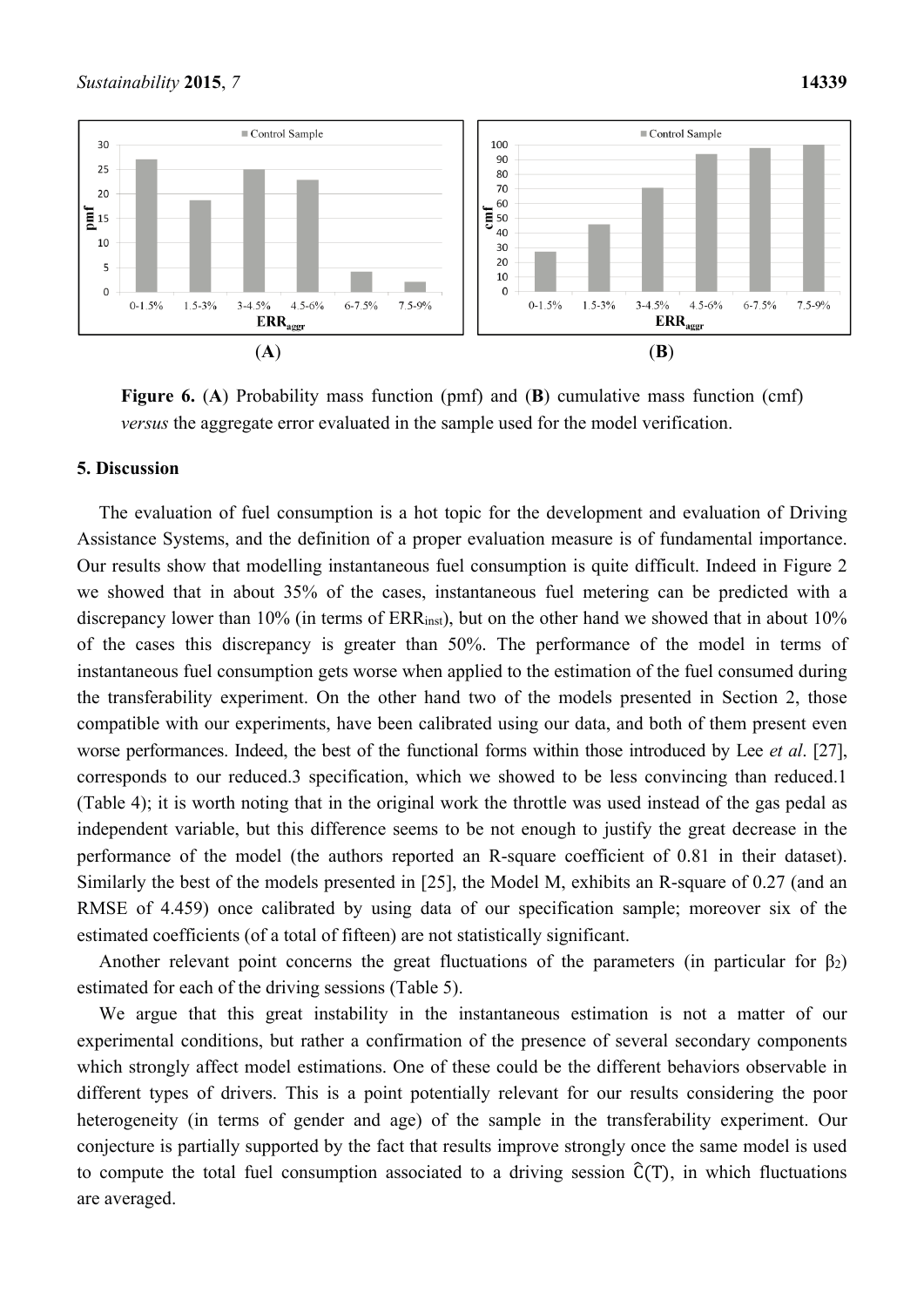**(A)** **(B)**

**Figure 6.** (**A**) Probability mass function (pmf) and (**B**) cumulative mass function (cmf) *versus* the aggregate error evaluated in the sample used for the model verification.

## 5. Discussion

The evaluation of fuel consumption is a hot topic for the development and evaluation of Driving Assistance Systems, and the definition of a proper evaluation measure is of fundamental importance. Our results show that modelling instantaneous fuel consumption is quite difficult. Indeed in Figure 2 we showed that in about 35% of the cases, instantaneous fuel metering can be predicted with a discrepancy lower than 10% (in terms of $ERR_{inst}$), but on the other hand we showed that in about 10% of the cases this discrepancy is greater than 50%. The performance of the model in terms of instantaneous fuel consumption gets worse when applied to the estimation of the fuel consumed during the transferability experiment. On the other hand two of the models presented in Section 2, those compatible with our experiments, have been calibrated using our data, and both of them present even worse performances. Indeed, the best of the functional forms within those introduced by Lee *et al*. [27], corresponds to our reduced.3 specification, which we showed to be less convincing than reduced.1 (Table 4); it is worth noting that in the original work the throttle was used instead of the gas pedal as independent variable, but this difference seems to be not enough to justify the great decrease in the performance of the model (the authors reported an R-square coefficient of 0.81 in their dataset). Similarly the best of the models presented in [25], the Model M, exhibits an R-square of 0.27 (and an RMSE of 4.459) once calibrated by using data of our specification sample; moreover six of the estimated coefficients (of a total of fifteen) are not statistically significant.

Another relevant point concerns the great fluctuations of the parameters (in particular for $\beta_2$) estimated for each of the driving sessions (Table 5).

We argue that this great instability in the instantaneous estimation is not a matter of our experimental conditions, but rather a confirmation of the presence of several secondary components which strongly affect model estimations. One of these could be the different behaviors observable in different types of drivers. This is a point potentially relevant for our results considering the poor heterogeneity (in terms of gender and age) of the sample in the transferability experiment. Our conjecture is partially supported by the fact that results improve strongly once the same model is used to compute the total fuel consumption associated to a driving session $\hat{C}(T)$, in which fluctuations are averaged.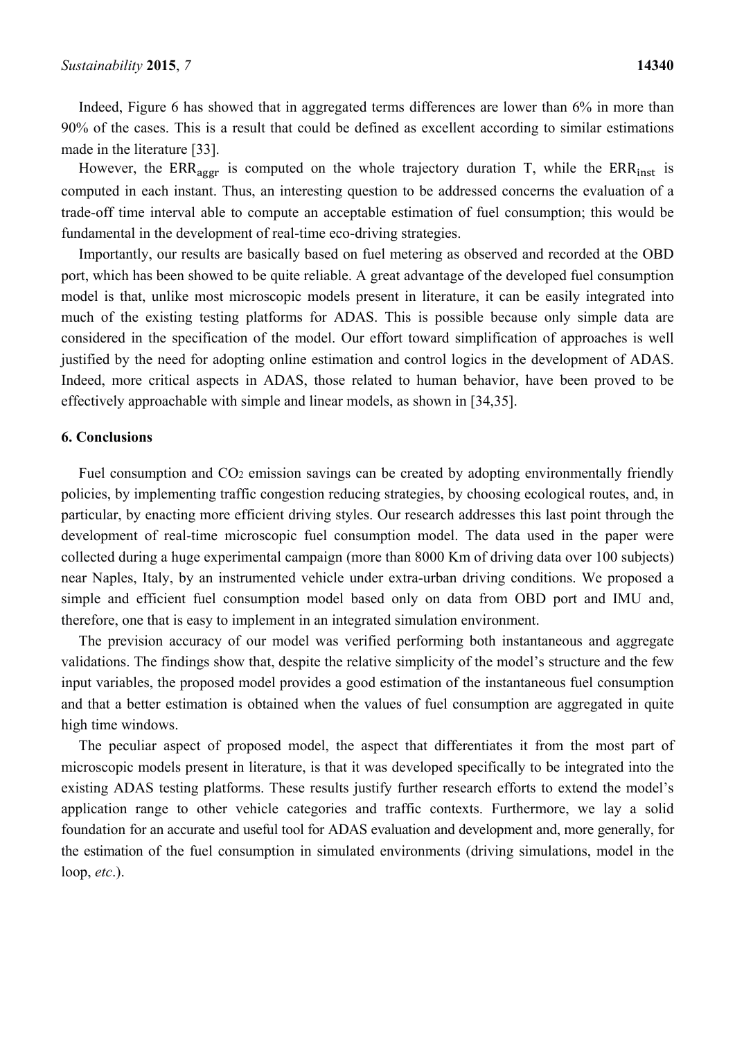Indeed, Figure 6 has showed that in aggregated terms differences are lower than 6% in more than 90% of the cases. This is a result that could be defined as excellent according to similar estimations made in the literature [33].

However, the $\mathrm{ERR_{aggr}}$ is computed on the whole trajectory duration T, while the $\mathrm{ERR_{inst}}$ is computed in each instant. Thus, an interesting question to be addressed concerns the evaluation of a trade-off time interval able to compute an acceptable estimation of fuel consumption; this would be fundamental in the development of real-time eco-driving strategies.

Importantly, our results are basically based on fuel metering as observed and recorded at the OBD port, which has been showed to be quite reliable. A great advantage of the developed fuel consumption model is that, unlike most microscopic models present in literature, it can be easily integrated into much of the existing testing platforms for ADAS. This is possible because only simple data are considered in the specification of the model. Our effort toward simplification of approaches is well justified by the need for adopting online estimation and control logics in the development of ADAS. Indeed, more critical aspects in ADAS, those related to human behavior, have been proved to be effectively approachable with simple and linear models, as shown in [34,35].

## 6. Conclusions

Fuel consumption and $CO_2$ emission savings can be created by adopting environmentally friendly policies, by implementing traffic congestion reducing strategies, by choosing ecological routes, and, in particular, by enacting more efficient driving styles. Our research addresses this last point through the development of real-time microscopic fuel consumption model. The data used in the paper were collected during a huge experimental campaign (more than 8000 Km of driving data over 100 subjects) near Naples, Italy, by an instrumented vehicle under extra-urban driving conditions. We proposed a simple and efficient fuel consumption model based only on data from OBD port and IMU and, therefore, one that is easy to implement in an integrated simulation environment.

The prevision accuracy of our model was verified performing both instantaneous and aggregate validations. The findings show that, despite the relative simplicity of the model's structure and the few input variables, the proposed model provides a good estimation of the instantaneous fuel consumption and that a better estimation is obtained when the values of fuel consumption are aggregated in quite high time windows.

The peculiar aspect of proposed model, the aspect that differentiates it from the most part of microscopic models present in literature, is that it was developed specifically to be integrated into the existing ADAS testing platforms. These results justify further research efforts to extend the model's application range to other vehicle categories and traffic contexts. Furthermore, we lay a solid foundation for an accurate and useful tool for ADAS evaluation and development and, more generally, for the estimation of the fuel consumption in simulated environments (driving simulations, model in the loop, *etc*.).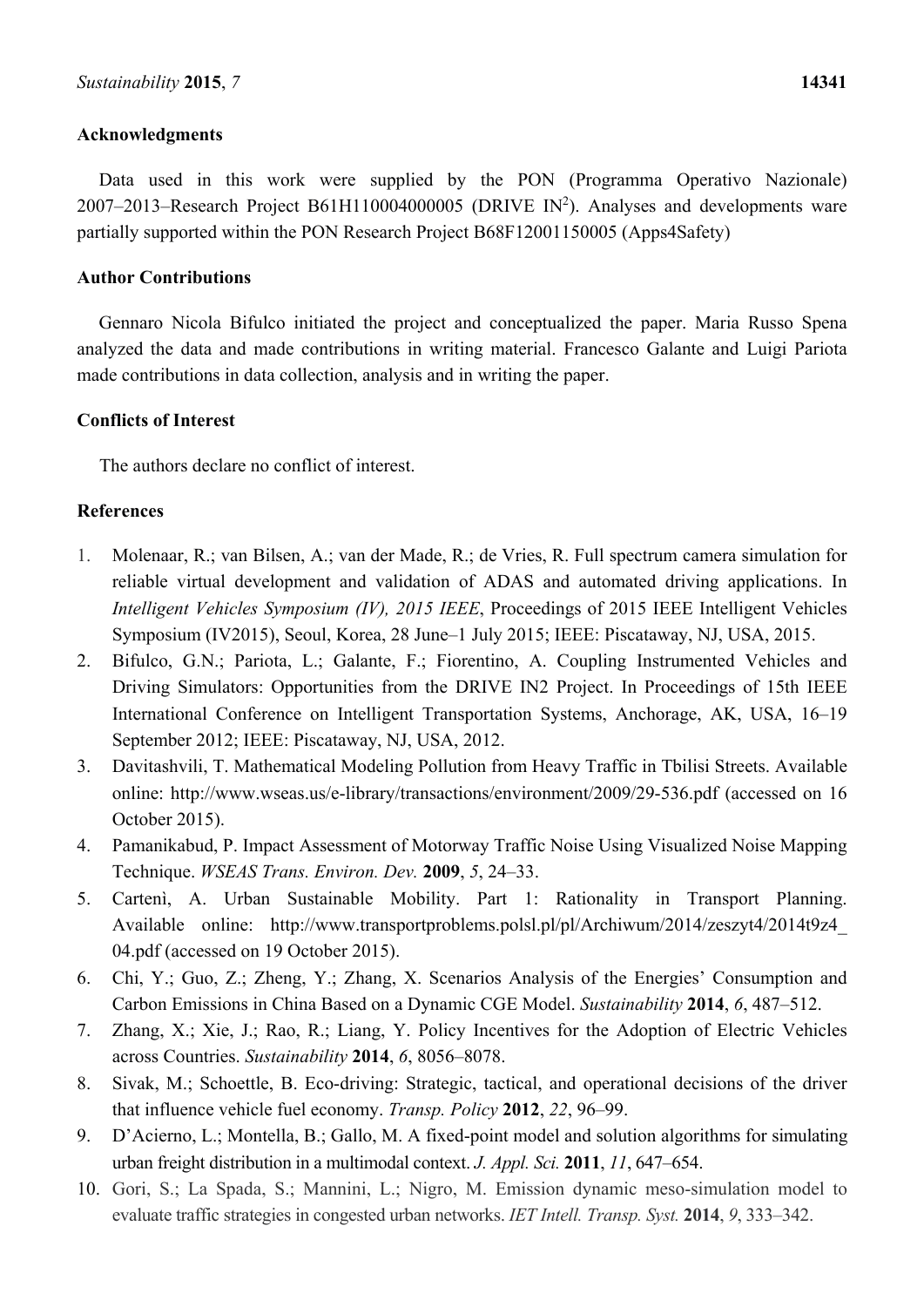## Acknowledgments

Data used in this work were supplied by the PON (Programma Operativo Nazionale) 2007–2013–Research Project B61H110004000005 (DRIVE IN[2]). Analyses and developments ware partially supported within the PON Research Project B68F12001150005 (Apps4Safety)

## Author Contributions

Gennaro Nicola Bifulco initiated the project and conceptualized the paper. Maria Russo Spena analyzed the data and made contributions in writing material. Francesco Galante and Luigi Pariota made contributions in data collection, analysis and in writing the paper.

## Conflicts of Interest

The authors declare no conflict of interest.

## References

1. Molenaar, R.; van Bilsen, A.; van der Made, R.; de Vries, R. Full spectrum camera simulation for reliable virtual development and validation of ADAS and automated driving applications. In *Intelligent Vehicles Symposium (IV), 2015 IEEE*, Proceedings of 2015 IEEE Intelligent Vehicles Symposium (IV2015), Seoul, Korea, 28 June–1 July 2015; IEEE: Piscataway, NJ, USA, 2015.
2. Bifulco, G.N.; Pariota, L.; Galante, F.; Fiorentino, A. Coupling Instrumented Vehicles and Driving Simulators: Opportunities from the DRIVE IN2 Project. In Proceedings of 15th IEEE International Conference on Intelligent Transportation Systems, Anchorage, AK, USA, 16–19 September 2012; IEEE: Piscataway, NJ, USA, 2012.
3. Davitashvili, T. Mathematical Modeling Pollution from Heavy Traffic in Tbilisi Streets. Available online: http://www.wseas.us/e-library/transactions/environment/2009/29-536.pdf (accessed on 16 October 2015).
4. Pamanikabud, P. Impact Assessment of Motorway Traffic Noise Using Visualized Noise Mapping Technique. *WSEAS Trans. Environ. Dev.* **2009**, *5*, 24–33.
5. Cartenì, A. Urban Sustainable Mobility. Part 1: Rationality in Transport Planning. Available online: http://www.transportproblems.polsl.pl/pl/Archiwum/2014/zeszyt4/2014t9z4_04.pdf (accessed on 19 October 2015).
6. Chi, Y.; Guo, Z.; Zheng, Y.; Zhang, X. Scenarios Analysis of the Energies' Consumption and Carbon Emissions in China Based on a Dynamic CGE Model. *Sustainability* **2014**, *6*, 487–512.
7. Zhang, X.; Xie, J.; Rao, R.; Liang, Y. Policy Incentives for the Adoption of Electric Vehicles across Countries. *Sustainability* **2014**, *6*, 8056–8078.
8. Sivak, M.; Schoettle, B. Eco-driving: Strategic, tactical, and operational decisions of the driver that influence vehicle fuel economy. *Transp. Policy* **2012**, *22*, 96–99.
9. D'Acierno, L.; Montella, B.; Gallo, M. A fixed-point model and solution algorithms for simulating urban freight distribution in a multimodal context. *J. Appl. Sci.* **2011**, *11*, 647–654.
10. Gori, S.; La Spada, S.; Mannini, L.; Nigro, M. Emission dynamic meso-simulation model to evaluate traffic strategies in congested urban networks. *IET Intell. Transp. Syst.* **2014**, *9*, 333–342.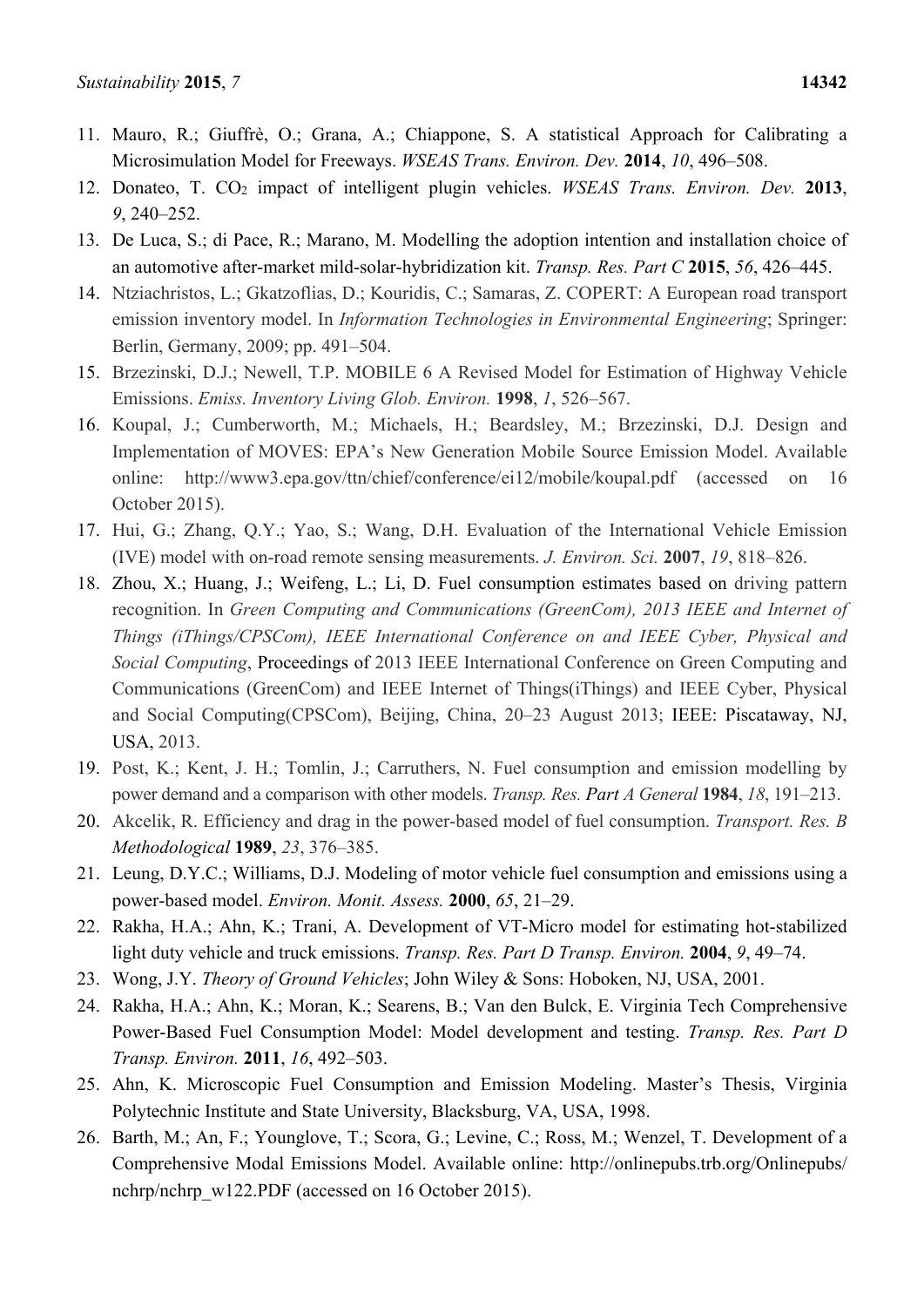11. Mauro, R.; Giuffrè, O.; Grana, A.; Chiappone, S. A statistical Approach for Calibrating a Microsimulation Model for Freeways. *WSEAS Trans. Environ. Dev.* **2014**, *10*, 496–508.
12. Donateo, T. $CO_2$ impact of intelligent plugin vehicles. *WSEAS Trans. Environ. Dev.* **2013**, *9*, 240–252.
13. De Luca, S.; di Pace, R.; Marano, M. Modelling the adoption intention and installation choice of an automotive after-market mild-solar-hybridization kit. *Transp. Res. Part C* **2015**, *56*, 426–445.
14. Ntziachristos, L.; Gkatzoflias, D.; Kouridis, C.; Samaras, Z. COPERT: A European road transport emission inventory model. In *Information Technologies in Environmental Engineering*; Springer: Berlin, Germany, 2009; pp. 491–504.
15. Brzezinski, D.J.; Newell, T.P. MOBILE 6 A Revised Model for Estimation of Highway Vehicle Emissions. *Emiss. Inventory Living Glob. Environ.* **1998**, *1*, 526–567.
16. Koupal, J.; Cumberworth, M.; Michaels, H.; Beardsley, M.; Brzezinski, D.J. Design and Implementation of MOVES: EPA's New Generation Mobile Source Emission Model. Available online: http://www3.epa.gov/ttn/chief/conference/ei12/mobile/koupal.pdf (accessed on 16 October 2015).
17. Hui, G.; Zhang, Q.Y.; Yao, S.; Wang, D.H. Evaluation of the International Vehicle Emission (IVE) model with on-road remote sensing measurements. *J. Environ. Sci.* **2007**, *19*, 818–826.
18. Zhou, X.; Huang, J.; Weifeng, L.; Li, D. Fuel consumption estimates based on driving pattern recognition. In *Green Computing and Communications (GreenCom), 2013 IEEE and Internet of Things (iThings/CPSCom), IEEE International Conference on and IEEE Cyber, Physical and Social Computing*, Proceedings of 2013 IEEE International Conference on Green Computing and Communications (GreenCom) and IEEE Internet of Things(iThings) and IEEE Cyber, Physical and Social Computing(CPSCom), Beijing, China, 20–23 August 2013; IEEE: Piscataway, NJ, USA, 2013.
19. Post, K.; Kent, J. H.; Tomlin, J.; Carruthers, N. Fuel consumption and emission modelling by power demand and a comparison with other models. *Transp. Res.* *Part A General* **1984**, *18*, 191–213.
20. Akcelik, R. Efficiency and drag in the power-based model of fuel consumption. *Transport. Res. B Methodological* **1989**, *23*, 376–385.
21. Leung, D.Y.C.; Williams, D.J. Modeling of motor vehicle fuel consumption and emissions using a power-based model. *Environ. Monit. Assess.* **2000**, *65*, 21–29.
22. Rakha, H.A.; Ahn, K.; Trani, A. Development of VT-Micro model for estimating hot-stabilized light duty vehicle and truck emissions. *Transp. Res. Part D Transp. Environ.* **2004**, *9*, 49–74.
23. Wong, J.Y. *Theory of Ground Vehicles*; John Wiley & Sons: Hoboken, NJ, USA, 2001.
24. Rakha, H.A.; Ahn, K.; Moran, K.; Searens, B.; Van den Bulck, E. Virginia Tech Comprehensive Power-Based Fuel Consumption Model: Model development and testing. *Transp. Res. Part D Transp. Environ.* **2011**, *16*, 492–503.
25. Ahn, K. Microscopic Fuel Consumption and Emission Modeling. Master's Thesis, Virginia Polytechnic Institute and State University, Blacksburg, VA, USA, 1998.
26. Barth, M.; An, F.; Younglove, T.; Scora, G.; Levine, C.; Ross, M.; Wenzel, T. Development of a Comprehensive Modal Emissions Model. Available online: http://onlinepubs.trb.org/Onlinepubs/nchrp/nchrp_w122.PDF (accessed on 16 October 2015).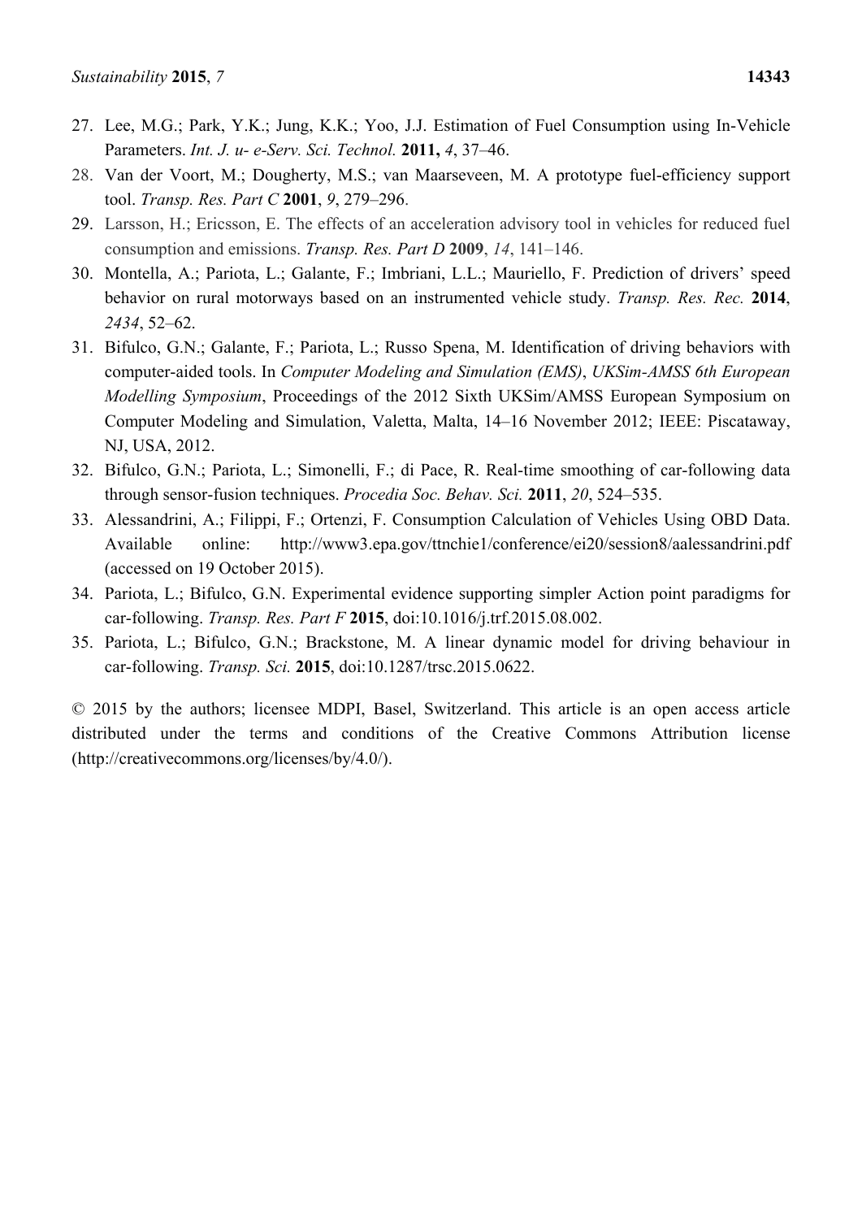27. Lee, M.G.; Park, Y.K.; Jung, K.K.; Yoo, J.J. Estimation of Fuel Consumption using In-Vehicle Parameters. *Int. J. u- e-Serv. Sci. Technol.* **2011,** *4*, 37–46.
28. Van der Voort, M.; Dougherty, M.S.; van Maarseveen, M. A prototype fuel-efficiency support tool. *Transp. Res. Part C* **2001**, *9*, 279–296.
29. Larsson, H.; Ericsson, E. The effects of an acceleration advisory tool in vehicles for reduced fuel consumption and emissions. *Transp. Res. Part D* **2009**, *14*, 141–146.
30. Montella, A.; Pariota, L.; Galante, F.; Imbriani, L.L.; Mauriello, F. Prediction of drivers' speed behavior on rural motorways based on an instrumented vehicle study. *Transp. Res. Rec.* **2014**, *2434*, 52–62.
31. Bifulco, G.N.; Galante, F.; Pariota, L.; Russo Spena, M. Identification of driving behaviors with computer-aided tools. In *Computer Modeling and Simulation (EMS)*, *UKSim-AMSS 6th European Modelling Symposium*, Proceedings of the 2012 Sixth UKSim/AMSS European Symposium on Computer Modeling and Simulation, Valetta, Malta, 14–16 November 2012; IEEE: Piscataway, NJ, USA, 2012.
32. Bifulco, G.N.; Pariota, L.; Simonelli, F.; di Pace, R. Real-time smoothing of car-following data through sensor-fusion techniques. *Procedia Soc. Behav. Sci.* **2011**, *20*, 524–535.
33. Alessandrini, A.; Filippi, F.; Ortenzi, F. Consumption Calculation of Vehicles Using OBD Data. Available online: http://www3.epa.gov/ttnchie1/conference/ei20/session8/aalessandrini.pdf (accessed on 19 October 2015).
34. Pariota, L.; Bifulco, G.N. Experimental evidence supporting simpler Action point paradigms for car-following. *Transp. Res. Part F* **2015**, doi:10.1016/j.trf.2015.08.002.
35. Pariota, L.; Bifulco, G.N.; Brackstone, M. A linear dynamic model for driving behaviour in car-following. *Transp. Sci.* **2015**, doi:10.1287/trsc.2015.0622.

© 2015 by the authors; licensee MDPI, Basel, Switzerland. This article is an open access article distributed under the terms and conditions of the Creative Commons Attribution license (http://creativecommons.org/licenses/by/4.0/).